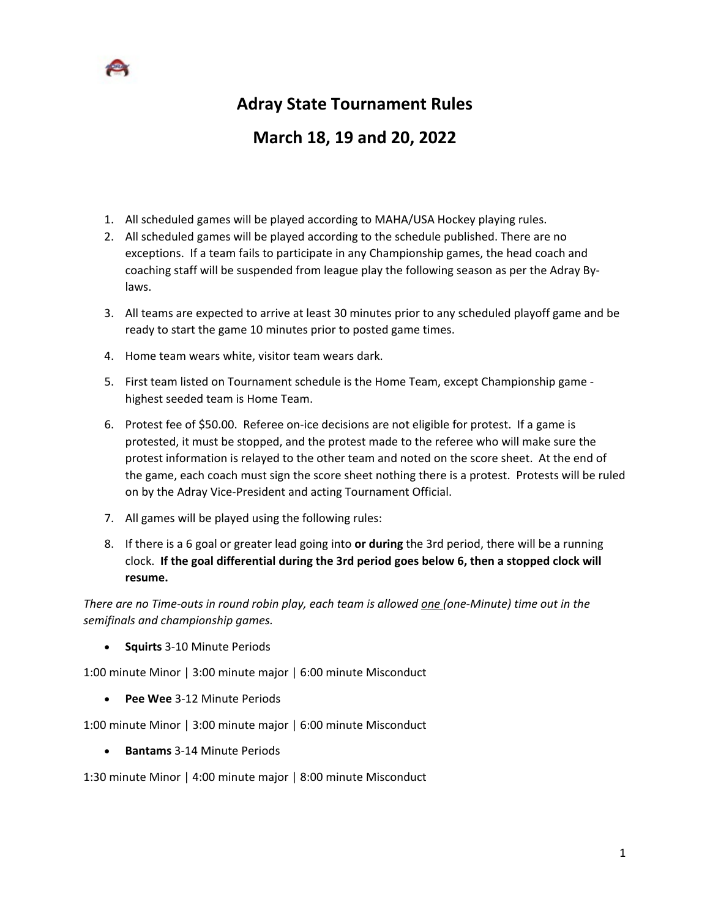# Adray State Tournament Rules

## March 18, 19 and 20, 2022

1. All scheduled games will be played according to MAHA/USA Hockey playing rules.
2. All scheduled games will be played according to the schedule published. There are no exceptions. If a team fails to participate in any Championship games, the head coach and coaching staff will be suspended from league play the following season as per the Adray By-laws.
3. All teams are expected to arrive at least 30 minutes prior to any scheduled playoff game and be ready to start the game 10 minutes prior to posted game times.
4. Home team wears white, visitor team wears dark.
5. First team listed on Tournament schedule is the Home Team, except Championship game - highest seeded team is Home Team.
6. Protest fee of $50.00. Referee on-ice decisions are not eligible for protest. If a game is protested, it must be stopped, and the protest made to the referee who will make sure the protest information is relayed to the other team and noted on the score sheet. At the end of the game, each coach must sign the score sheet nothing there is a protest. Protests will be ruled on by the Adray Vice-President and acting Tournament Official.
7. All games will be played using the following rules:
8. If there is a 6 goal or greater lead going into **or during** the 3rd period, there will be a running clock. **If the goal differential during the 3rd period goes below 6, then a stopped clock will resume.**

*There are no Time-outs in round robin play, each team is allowed one (one-Minute) time out in the semifinals and championship games.*

- **Squirts** 3-10 Minute Periods

1:00 minute Minor | 3:00 minute major | 6:00 minute Misconduct

- **Pee Wee** 3-12 Minute Periods

1:00 minute Minor | 3:00 minute major | 6:00 minute Misconduct

- **Bantams** 3-14 Minute Periods

1:30 minute Minor | 4:00 minute major | 8:00 minute Misconduct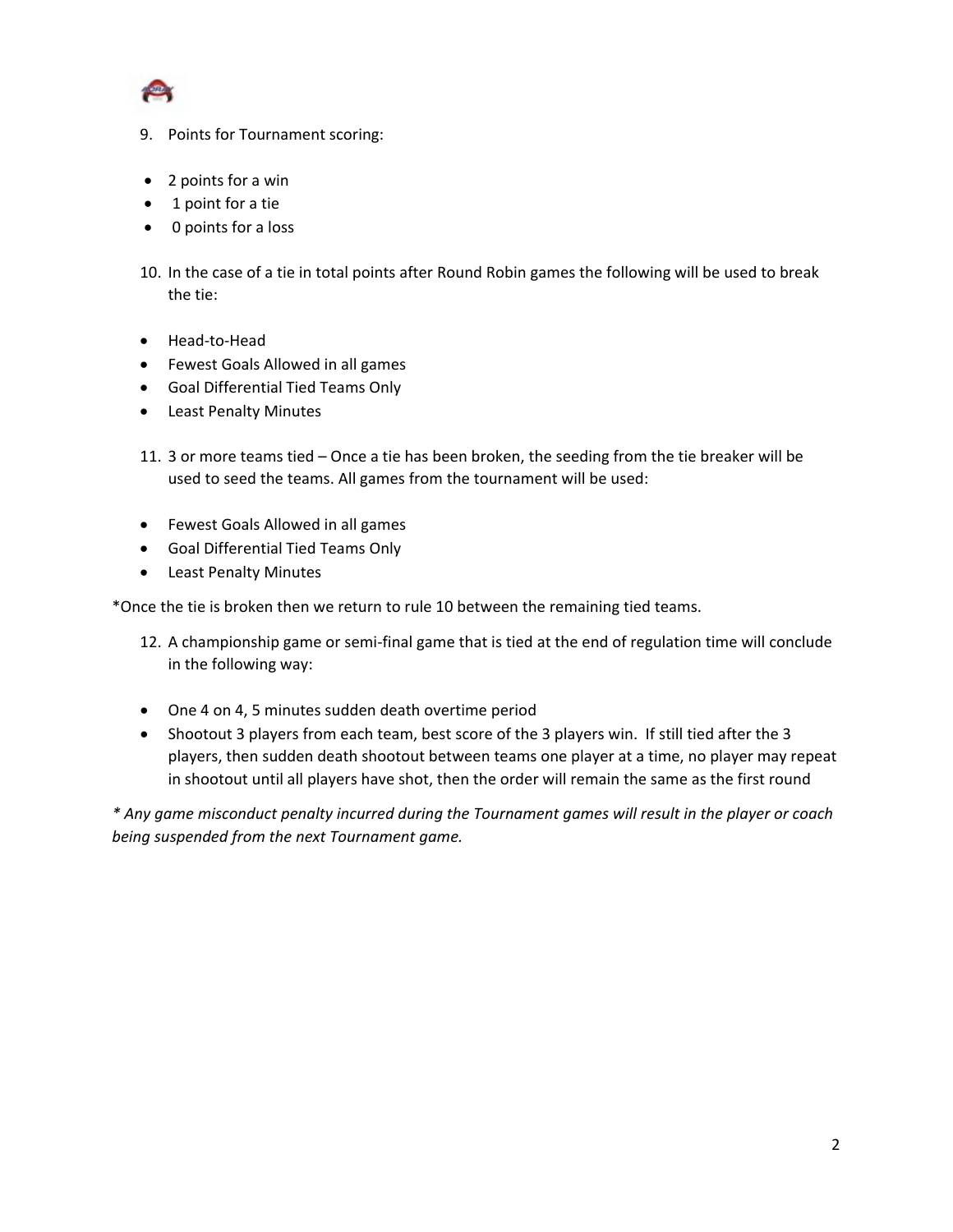9. Points for Tournament scoring:

- 2 points for a win
- 1 point for a tie
- 0 points for a loss

10. In the case of a tie in total points after Round Robin games the following will be used to break the tie:

- Head-to-Head
- Fewest Goals Allowed in all games
- Goal Differential Tied Teams Only
- Least Penalty Minutes

11. 3 or more teams tied – Once a tie has been broken, the seeding from the tie breaker will be used to seed the teams. All games from the tournament will be used:

- Fewest Goals Allowed in all games
- Goal Differential Tied Teams Only
- Least Penalty Minutes

*Once the tie is broken then we return to rule 10 between the remaining tied teams.

12. A championship game or semi-final game that is tied at the end of regulation time will conclude in the following way:

- One 4 on 4, 5 minutes sudden death overtime period
- Shootout 3 players from each team, best score of the 3 players win. If still tied after the 3 players, then sudden death shootout between teams one player at a time, no player may repeat in shootout until all players have shot, then the order will remain the same as the first round

*\* Any game misconduct penalty incurred during the Tournament games will result in the player or coach being suspended from the next Tournament game.*